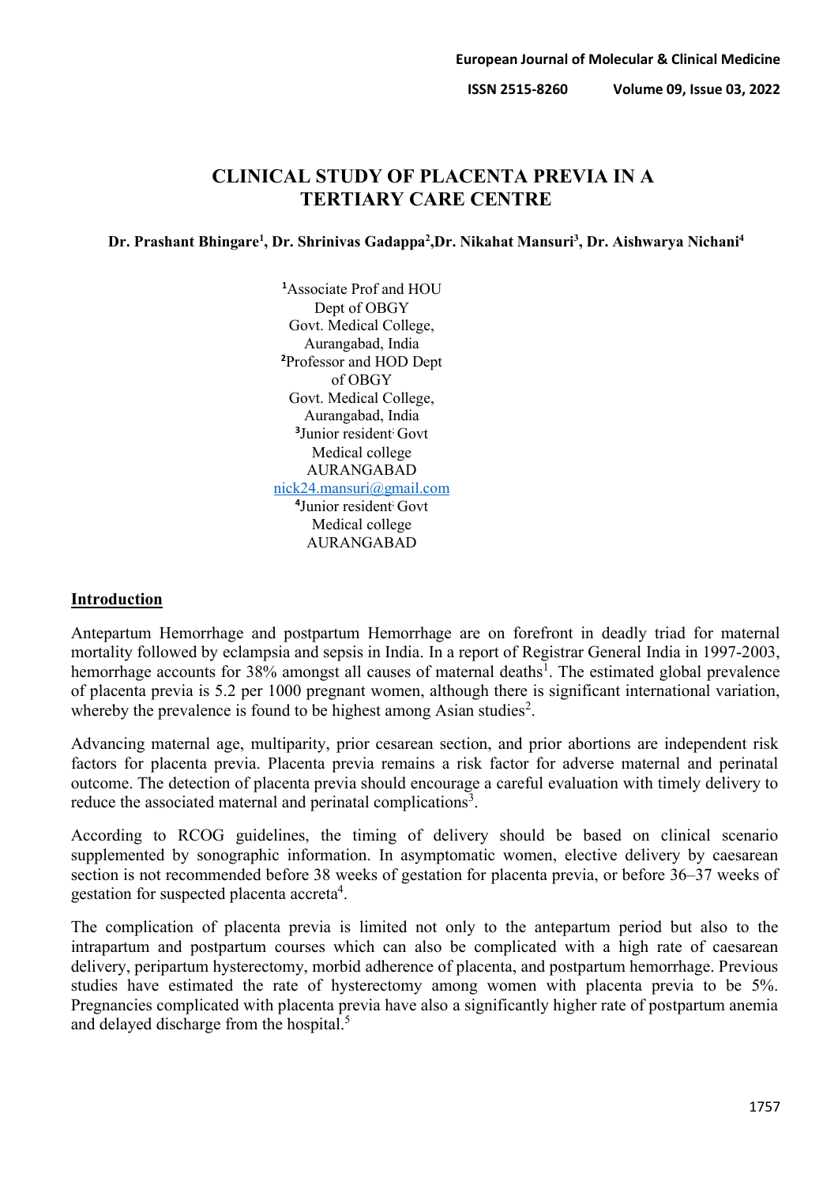# CLINICAL STUDY OF PLACENTA PREVIA IN A TERTIARY CARE CENTRE

**Dr. Prashant Bhingare[1], Dr. Shrinivas Gadappa[2],Dr. Nikahat Mansuri[3], Dr. Aishwarya Nichani[4]**

[1]Associate Prof and HOU Dept of OBGY Govt. Medical College, Aurangabad, India
[2]Professor and HOD Dept of OBGY Govt. Medical College, Aurangabad, India
[3]Junior resident Govt Medical college AURANGABAD
nick24.mansuri@gmail.com
[4]Junior resident Govt Medical college AURANGABAD

## Introduction

Antepartum Hemorrhage and postpartum Hemorrhage are on forefront in deadly triad for maternal mortality followed by eclampsia and sepsis in India. In a report of Registrar General India in 1997-2003, hemorrhage accounts for 38% amongst all causes of maternal deaths[1]. The estimated global prevalence of placenta previa is 5.2 per 1000 pregnant women, although there is significant international variation, whereby the prevalence is found to be highest among Asian studies[2].

Advancing maternal age, multiparity, prior cesarean section, and prior abortions are independent risk factors for placenta previa. Placenta previa remains a risk factor for adverse maternal and perinatal outcome. The detection of placenta previa should encourage a careful evaluation with timely delivery to reduce the associated maternal and perinatal complications[3].

According to RCOG guidelines, the timing of delivery should be based on clinical scenario supplemented by sonographic information. In asymptomatic women, elective delivery by caesarean section is not recommended before 38 weeks of gestation for placenta previa, or before 36–37 weeks of gestation for suspected placenta accreta[4].

The complication of placenta previa is limited not only to the antepartum period but also to the intrapartum and postpartum courses which can also be complicated with a high rate of caesarean delivery, peripartum hysterectomy, morbid adherence of placenta, and postpartum hemorrhage. Previous studies have estimated the rate of hysterectomy among women with placenta previa to be 5%. Pregnancies complicated with placenta previa have also a significantly higher rate of postpartum anemia and delayed discharge from the hospital.[5]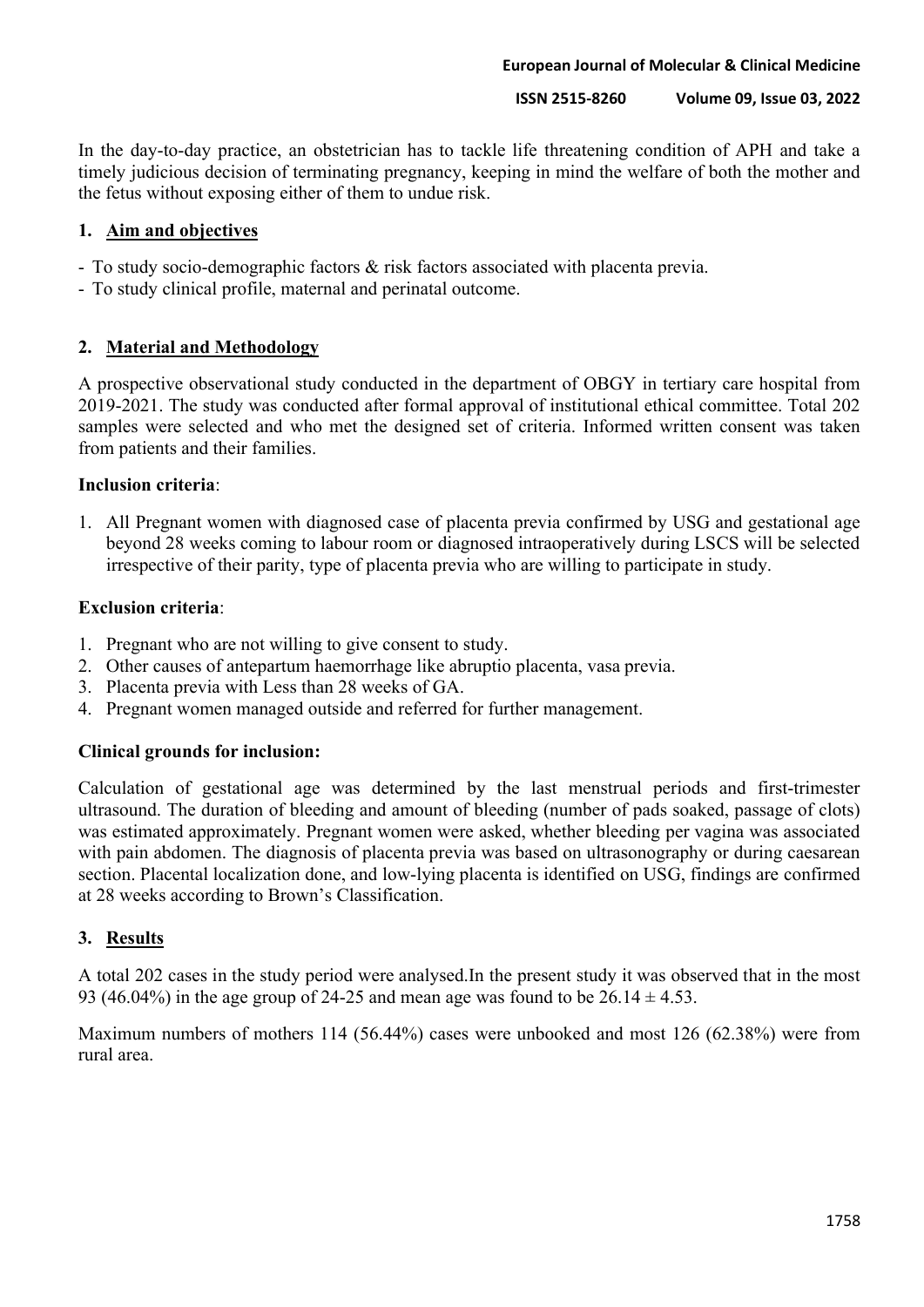In the day-to-day practice, an obstetrician has to tackle life threatening condition of APH and take a timely judicious decision of terminating pregnancy, keeping in mind the welfare of both the mother and the fetus without exposing either of them to undue risk.

## 1. Aim and objectives

- To study socio-demographic factors & risk factors associated with placenta previa.
- To study clinical profile, maternal and perinatal outcome.

## 2. Material and Methodology

A prospective observational study conducted in the department of OBGY in tertiary care hospital from 2019-2021. The study was conducted after formal approval of institutional ethical committee. Total 202 samples were selected and who met the designed set of criteria. Informed written consent was taken from patients and their families.

**Inclusion criteria**:

1. All Pregnant women with diagnosed case of placenta previa confirmed by USG and gestational age beyond 28 weeks coming to labour room or diagnosed intraoperatively during LSCS will be selected irrespective of their parity, type of placenta previa who are willing to participate in study.

**Exclusion criteria**:

1. Pregnant who are not willing to give consent to study.
2. Other causes of antepartum haemorrhage like abruptio placenta, vasa previa.
3. Placenta previa with Less than 28 weeks of GA.
4. Pregnant women managed outside and referred for further management.

**Clinical grounds for inclusion:**

Calculation of gestational age was determined by the last menstrual periods and first-trimester ultrasound. The duration of bleeding and amount of bleeding (number of pads soaked, passage of clots) was estimated approximately. Pregnant women were asked, whether bleeding per vagina was associated with pain abdomen. The diagnosis of placenta previa was based on ultrasonography or during caesarean section. Placental localization done, and low-lying placenta is identified on USG, findings are confirmed at 28 weeks according to Brown's Classification.

## 3. Results

A total 202 cases in the study period were analysed.In the present study it was observed that in the most 93 (46.04%) in the age group of 24-25 and mean age was found to be 26.14 ± 4.53.

Maximum numbers of mothers 114 (56.44%) cases were unbooked and most 126 (62.38%) were from rural area.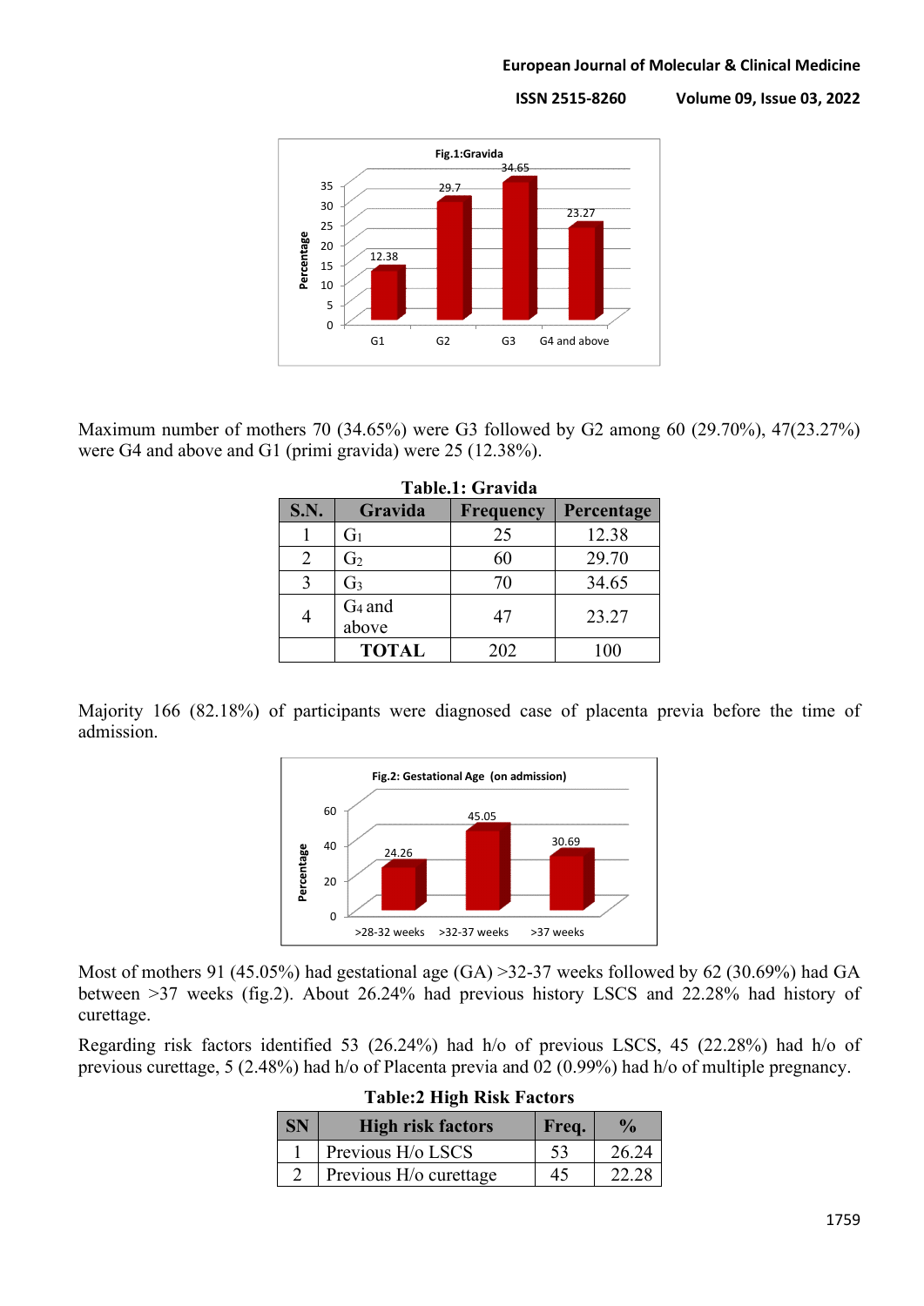Fig.1:Gravida

Maximum number of mothers 70 (34.65%) were G3 followed by G2 among 60 (29.70%), 47(23.27%) were G4 and above and G1 (primi gravida) were 25 (12.38%).

**Table.1: Gravida**

| S.N. | Gravida | Frequency | Percentage |
|---|---|---|---|
| 1 | $G_1$ | 25 | 12.38 |
| 2 | $G_2$ | 60 | 29.70 |
| 3 | $G_3$ | 70 | 34.65 |
| 4 | $G_4$ and above | 47 | 23.27 |
| | **TOTAL** | 202 | 100 |

Majority 166 (82.18%) of participants were diagnosed case of placenta previa before the time of admission.

Fig.2: Gestational Age (on admission)

Most of mothers 91 (45.05%) had gestational age (GA) >32-37 weeks followed by 62 (30.69%) had GA between >37 weeks (fig.2). About 26.24% had previous history LSCS and 22.28% had history of curettage.

Regarding risk factors identified 53 (26.24%) had h/o of previous LSCS, 45 (22.28%) had h/o of previous curettage, 5 (2.48%) had h/o of Placenta previa and 02 (0.99%) had h/o of multiple pregnancy.

**Table:2 High Risk Factors**

| SN | High risk factors | Freq. | % |
|---|---|---|---|
| 1 | Previous H/o LSCS | 53 | 26.24 |
| 2 | Previous H/o curettage | 45 | 22.28 |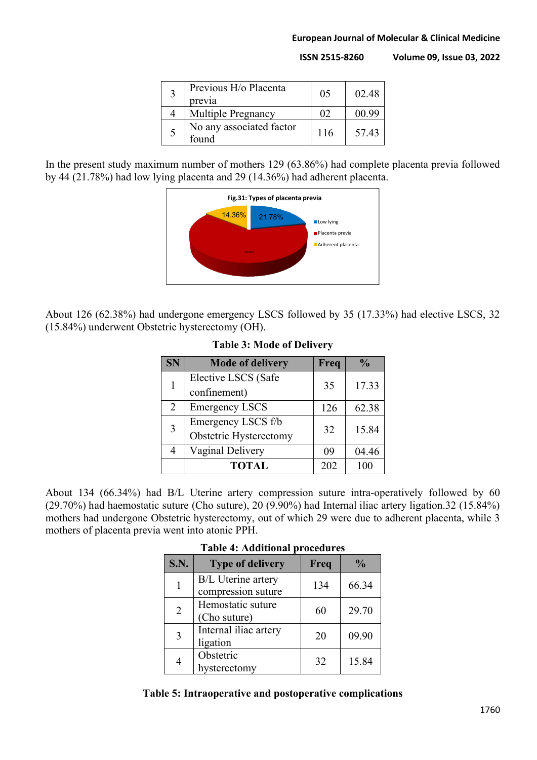| 3 | Previous H/o Placenta previa | 05 | 02.48 |
|---|---|---|---|
| 4 | Multiple Pregnancy | 02 | 00.99 |
| 5 | No any associated factor found | 116 | 57.43 |

In the present study maximum number of mothers 129 (63.86%) had complete placenta previa followed by 44 (21.78%) had low lying placenta and 29 (14.36%) had adherent placenta.

**Fig.31: Types of placenta previa**

About 126 (62.38%) had undergone emergency LSCS followed by 35 (17.33%) had elective LSCS, 32 (15.84%) underwent Obstetric hysterectomy (OH).

**Table 3: Mode of Delivery**

| SN | Mode of delivery | Freq | % |
|---|---|---|---|
| 1 | Elective LSCS (Safe confinement) | 35 | 17.33 |
| 2 | Emergency LSCS | 126 | 62.38 |
| 3 | Emergency LSCS f/b Obstetric Hysterectomy | 32 | 15.84 |
| 4 | Vaginal Delivery | 09 | 04.46 |
| | **TOTAL** | 202 | 100 |

About 134 (66.34%) had B/L Uterine artery compression suture intra-operatively followed by 60 (29.70%) had haemostatic suture (Cho suture), 20 (9.90%) had Internal iliac artery ligation.32 (15.84%) mothers had undergone Obstetric hysterectomy, out of which 29 were due to adherent placenta, while 3 mothers of placenta previa went into atonic PPH.

**Table 4: Additional procedures**

| S.N. | Type of delivery | Freq | % |
|---|---|---|---|
| 1 | B/L Uterine artery compression suture | 134 | 66.34 |
| 2 | Hemostatic suture (Cho suture) | 60 | 29.70 |
| 3 | Internal iliac artery ligation | 20 | 09.90 |
| 4 | Obstetric hysterectomy | 32 | 15.84 |

**Table 5: Intraoperative and postoperative complications**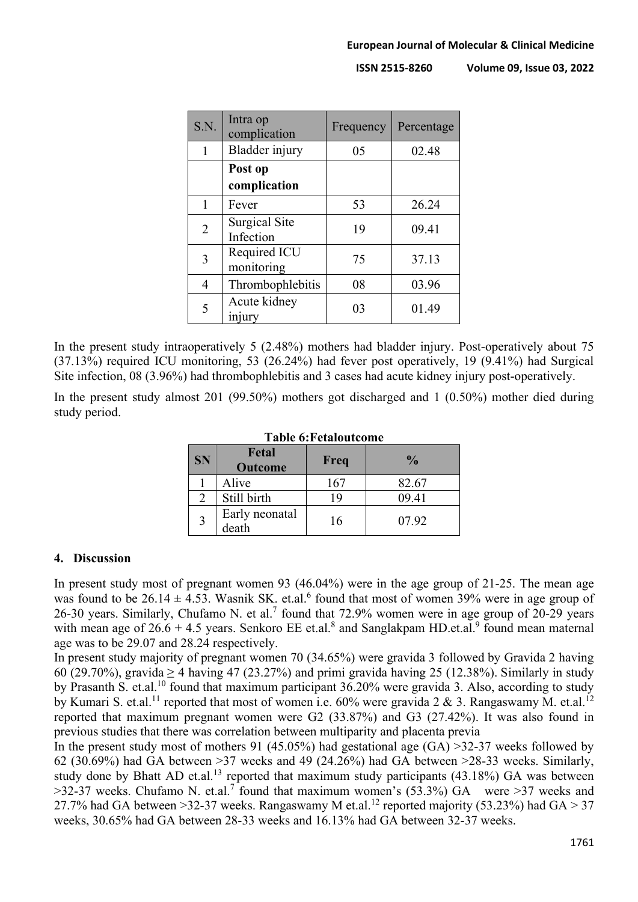| S.N. | Intra op complication | Frequency | Percentage |
|---|---|---|---|
| 1 | Bladder injury | 05 | 02.48 |
|  | **Post op complication** |  |  |
| 1 | Fever | 53 | 26.24 |
| 2 | Surgical Site Infection | 19 | 09.41 |
| 3 | Required ICU monitoring | 75 | 37.13 |
| 4 | Thrombophlebitis | 08 | 03.96 |
| 5 | Acute kidney injury | 03 | 01.49 |

In the present study intraoperatively 5 (2.48%) mothers had bladder injury. Post-operatively about 75 (37.13%) required ICU monitoring, 53 (26.24%) had fever post operatively, 19 (9.41%) had Surgical Site infection, 08 (3.96%) had thrombophlebitis and 3 cases had acute kidney injury post-operatively.

In the present study almost 201 (99.50%) mothers got discharged and 1 (0.50%) mother died during study period.

**Table 6:Fetaloutcome**

| SN | Fetal Outcome | Freq | % |
|---|---|---|---|
| 1 | Alive | 167 | 82.67 |
| 2 | Still birth | 19 | 09.41 |
| 3 | Early neonatal death | 16 | 07.92 |

## 4. Discussion

In present study most of pregnant women 93 (46.04%) were in the age group of 21-25. The mean age was found to be 26.14 ± 4.53. Wasnik SK. et.al.[6] found that most of women 39% were in age group of 26-30 years. Similarly, Chufamo N. et al.[7] found that 72.9% women were in age group of 20-29 years with mean age of 26.6 + 4.5 years. Senkoro EE et.al.[8] and Sanglakpam HD.et.al.[9] found mean maternal age was to be 29.07 and 28.24 respectively.

In present study majority of pregnant women 70 (34.65%) were gravida 3 followed by Gravida 2 having 60 (29.70%), gravida ≥ 4 having 47 (23.27%) and primi gravida having 25 (12.38%). Similarly in study by Prasanth S. et.al.[10] found that maximum participant 36.20% were gravida 3. Also, according to study by Kumari S. et.al.[11] reported that most of women i.e. 60% were gravida 2 & 3. Rangaswamy M. et.al.[12] reported that maximum pregnant women were G2 (33.87%) and G3 (27.42%). It was also found in previous studies that there was correlation between multiparity and placenta previa

In the present study most of mothers 91 (45.05%) had gestational age (GA) >32-37 weeks followed by 62 (30.69%) had GA between >37 weeks and 49 (24.26%) had GA between >28-33 weeks. Similarly, study done by Bhatt AD et.al.[13] reported that maximum study participants (43.18%) GA was between >32-37 weeks. Chufamo N. et.al.[7] found that maximum women's (53.3%) GA were >37 weeks and 27.7% had GA between >32-37 weeks. Rangaswamy M et.al.[12] reported majority (53.23%) had GA > 37 weeks, 30.65% had GA between 28-33 weeks and 16.13% had GA between 32-37 weeks.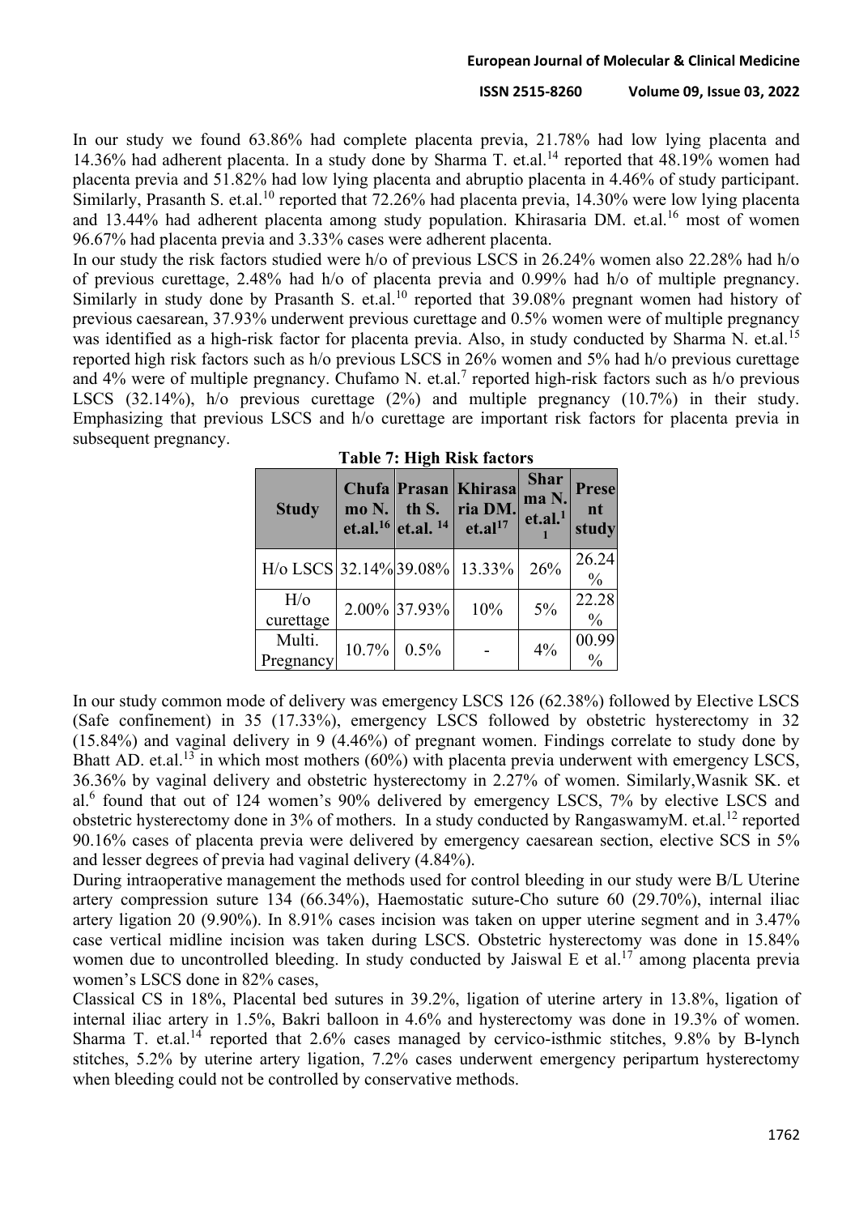In our study we found 63.86% had complete placenta previa, 21.78% had low lying placenta and 14.36% had adherent placenta. In a study done by Sharma T. et.al.[14] reported that 48.19% women had placenta previa and 51.82% had low lying placenta and abruptio placenta in 4.46% of study participant. Similarly, Prasanth S. et.al.[10] reported that 72.26% had placenta previa, 14.30% were low lying placenta and 13.44% had adherent placenta among study population. Khirasaria DM. et.al.[16] most of women 96.67% had placenta previa and 3.33% cases were adherent placenta.

In our study the risk factors studied were h/o of previous LSCS in 26.24% women also 22.28% had h/o of previous curettage, 2.48% had h/o of placenta previa and 0.99% had h/o of multiple pregnancy. Similarly in study done by Prasanth S. et.al.[10] reported that 39.08% pregnant women had history of previous caesarean, 37.93% underwent previous curettage and 0.5% women were of multiple pregnancy was identified as a high-risk factor for placenta previa. Also, in study conducted by Sharma N. et.al.[15] reported high risk factors such as h/o previous LSCS in 26% women and 5% had h/o previous curettage and 4% were of multiple pregnancy. Chufamo N. et.al.[7] reported high-risk factors such as h/o previous LSCS (32.14%), h/o previous curettage (2%) and multiple pregnancy (10.7%) in their study. Emphasizing that previous LSCS and h/o curettage are important risk factors for placenta previa in subsequent pregnancy.

**Table 7: High Risk factors**

| Study | Chufamo N. et.al.[16] | Prasanth S. et.al. [14] | Khirasaria DM. et.al[17] | Sharma N. et.al.[11] | Present study |
|---|---|---|---|---|---|
| H/o LSCS | 32.14% | 39.08% | 13.33% | 26% | 26.24% |
| H/o curettage | 2.00% | 37.93% | 10% | 5% | 22.28% |
| Multi. Pregnancy | 10.7% | 0.5% | - | 4% | 00.99% |

In our study common mode of delivery was emergency LSCS 126 (62.38%) followed by Elective LSCS (Safe confinement) in 35 (17.33%), emergency LSCS followed by obstetric hysterectomy in 32 (15.84%) and vaginal delivery in 9 (4.46%) of pregnant women. Findings correlate to study done by Bhatt AD. et.al.[13] in which most mothers (60%) with placenta previa underwent with emergency LSCS, 36.36% by vaginal delivery and obstetric hysterectomy in 2.27% of women. Similarly,Wasnik SK. et al.[6] found that out of 124 women's 90% delivered by emergency LSCS, 7% by elective LSCS and obstetric hysterectomy done in 3% of mothers. In a study conducted by RangaswamyM. et.al.[12] reported 90.16% cases of placenta previa were delivered by emergency caesarean section, elective SCS in 5% and lesser degrees of previa had vaginal delivery (4.84%).

During intraoperative management the methods used for control bleeding in our study were B/L Uterine artery compression suture 134 (66.34%), Haemostatic suture-Cho suture 60 (29.70%), internal iliac artery ligation 20 (9.90%). In 8.91% cases incision was taken on upper uterine segment and in 3.47% case vertical midline incision was taken during LSCS. Obstetric hysterectomy was done in 15.84% women due to uncontrolled bleeding. In study conducted by Jaiswal E et al.[17] among placenta previa women's LSCS done in 82% cases,

Classical CS in 18%, Placental bed sutures in 39.2%, ligation of uterine artery in 13.8%, ligation of internal iliac artery in 1.5%, Bakri balloon in 4.6% and hysterectomy was done in 19.3% of women. Sharma T. et.al.[14] reported that 2.6% cases managed by cervico-isthmic stitches, 9.8% by B-lynch stitches, 5.2% by uterine artery ligation, 7.2% cases underwent emergency peripartum hysterectomy when bleeding could not be controlled by conservative methods.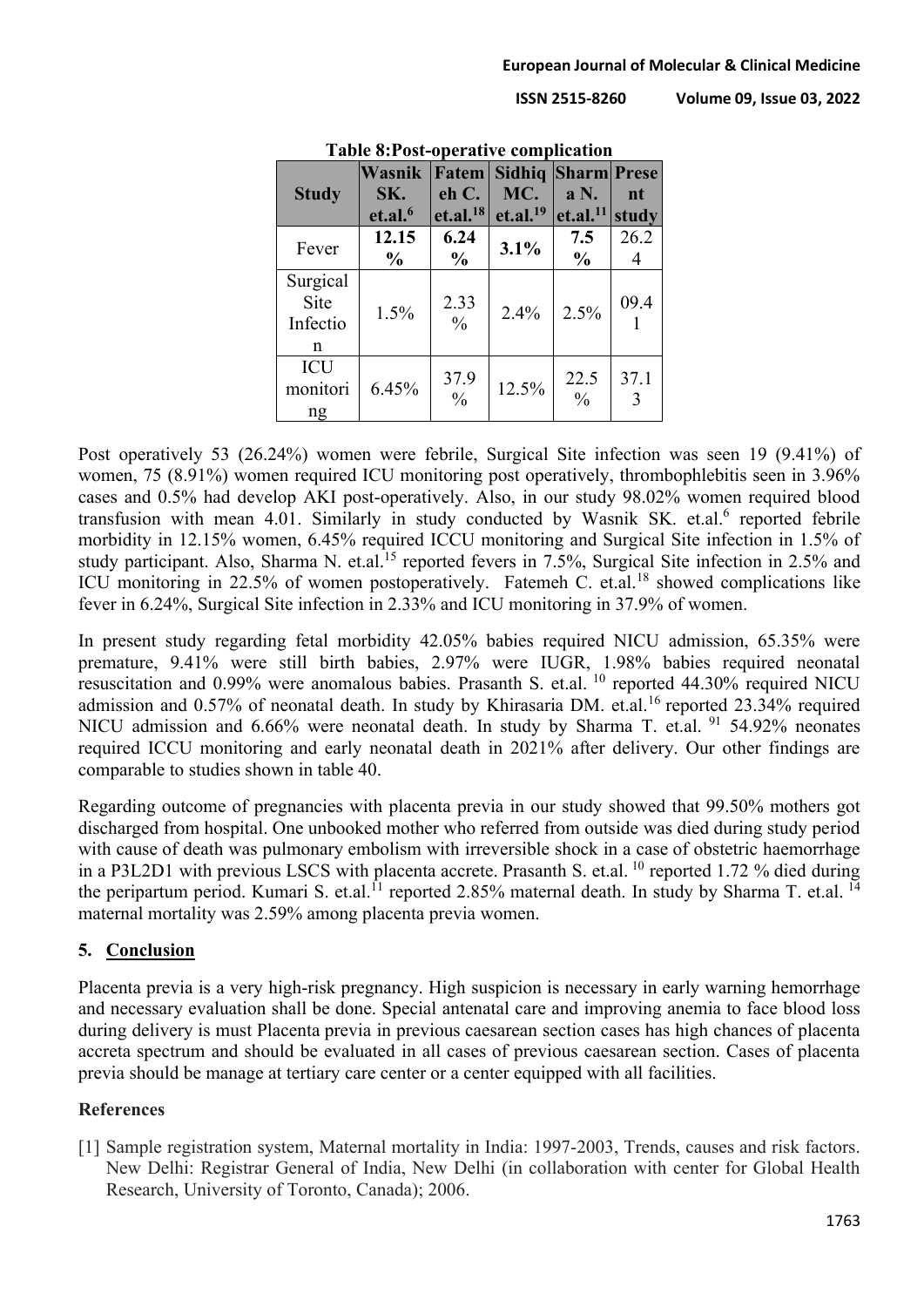**Table 8:Post-operative complication**

| Study | Wasnik SK. et.al.[6] | Fatemeh C. et.al.[18] | Sidhiq MC. et.al.[19] | Sharma N. et.al.[11] | Present study |
|---|---|---|---|---|---|
| Fever | **12.15 %** | **6.24 %** | **3.1%** | **7.5 %** | 26.24 |
| Surgical Site Infection | 1.5% | 2.33 % | 2.4% | 2.5% | 09.41 |
| ICU monitoring | 6.45% | 37.9 % | 12.5% | 22.5 % | 37.13 |

Post operatively 53 (26.24%) women were febrile, Surgical Site infection was seen 19 (9.41%) of women, 75 (8.91%) women required ICU monitoring post operatively, thrombophlebitis seen in 3.96% cases and 0.5% had develop AKI post-operatively. Also, in our study 98.02% women required blood transfusion with mean 4.01. Similarly in study conducted by Wasnik SK. et.al.[6] reported febrile morbidity in 12.15% women, 6.45% required ICCU monitoring and Surgical Site infection in 1.5% of study participant. Also, Sharma N. et.al.[15] reported fevers in 7.5%, Surgical Site infection in 2.5% and ICU monitoring in 22.5% of women postoperatively. Fatemeh C. et.al.[18] showed complications like fever in 6.24%, Surgical Site infection in 2.33% and ICU monitoring in 37.9% of women.

In present study regarding fetal morbidity 42.05% babies required NICU admission, 65.35% were premature, 9.41% were still birth babies, 2.97% were IUGR, 1.98% babies required neonatal resuscitation and 0.99% were anomalous babies. Prasanth S. et.al. [10] reported 44.30% required NICU admission and 0.57% of neonatal death. In study by Khirasaria DM. et.al.[16] reported 23.34% required NICU admission and 6.66% were neonatal death. In study by Sharma T. et.al. [91] 54.92% neonates required ICCU monitoring and early neonatal death in 2021% after delivery. Our other findings are comparable to studies shown in table 40.

Regarding outcome of pregnancies with placenta previa in our study showed that 99.50% mothers got discharged from hospital. One unbooked mother who referred from outside was died during study period with cause of death was pulmonary embolism with irreversible shock in a case of obstetric haemorrhage in a P3L2D1 with previous LSCS with placenta accrete. Prasanth S. et.al. [10] reported 1.72 % died during the peripartum period. Kumari S. et.al.[11] reported 2.85% maternal death. In study by Sharma T. et.al. [14] maternal mortality was 2.59% among placenta previa women.

## 5. Conclusion

Placenta previa is a very high-risk pregnancy. High suspicion is necessary in early warning hemorrhage and necessary evaluation shall be done. Special antenatal care and improving anemia to face blood loss during delivery is must Placenta previa in previous caesarean section cases has high chances of placenta accreta spectrum and should be evaluated in all cases of previous caesarean section. Cases of placenta previa should be manage at tertiary care center or a center equipped with all facilities.

## References

[1] Sample registration system, Maternal mortality in India: 1997-2003, Trends, causes and risk factors. New Delhi: Registrar General of India, New Delhi (in collaboration with center for Global Health Research, University of Toronto, Canada); 2006.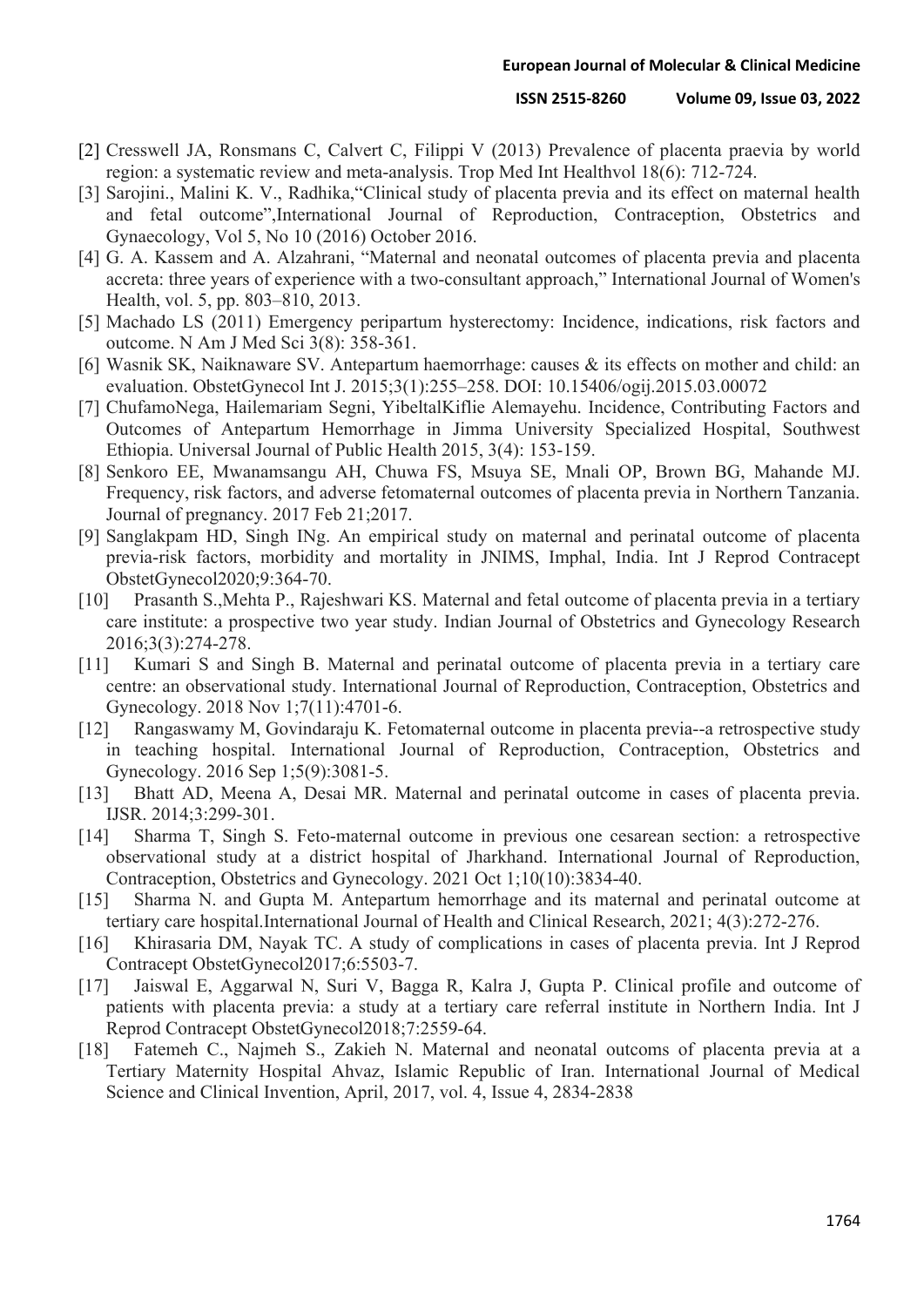[2] Cresswell JA, Ronsmans C, Calvert C, Filippi V (2013) Prevalence of placenta praevia by world region: a systematic review and meta-analysis. Trop Med Int Healthvol 18(6): 712-724.

[3] Sarojini., Malini K. V., Radhika,"Clinical study of placenta previa and its effect on maternal health and fetal outcome",International Journal of Reproduction, Contraception, Obstetrics and Gynaecology, Vol 5, No 10 (2016) October 2016.

[4] G. A. Kassem and A. Alzahrani, "Maternal and neonatal outcomes of placenta previa and placenta accreta: three years of experience with a two-consultant approach," International Journal of Women's Health, vol. 5, pp. 803–810, 2013.

[5] Machado LS (2011) Emergency peripartum hysterectomy: Incidence, indications, risk factors and outcome. N Am J Med Sci 3(8): 358-361.

[6] Wasnik SK, Naiknaware SV. Antepartum haemorrhage: causes & its effects on mother and child: an evaluation. ObstetGynecol Int J. 2015;3(1):255–258. DOI: 10.15406/ogij.2015.03.00072

[7] ChufamoNega, Hailemariam Segni, YibeltalKiflie Alemayehu. Incidence, Contributing Factors and Outcomes of Antepartum Hemorrhage in Jimma University Specialized Hospital, Southwest Ethiopia. Universal Journal of Public Health 2015, 3(4): 153-159.

[8] Senkoro EE, Mwanamsangu AH, Chuwa FS, Msuya SE, Mnali OP, Brown BG, Mahande MJ. Frequency, risk factors, and adverse fetomaternal outcomes of placenta previa in Northern Tanzania. Journal of pregnancy. 2017 Feb 21;2017.

[9] Sanglakpam HD, Singh INg. An empirical study on maternal and perinatal outcome of placenta previa-risk factors, morbidity and mortality in JNIMS, Imphal, India. Int J Reprod Contracept ObstetGynecol2020;9:364-70.

[10] Prasanth S.,Mehta P., Rajeshwari KS. Maternal and fetal outcome of placenta previa in a tertiary care institute: a prospective two year study. Indian Journal of Obstetrics and Gynecology Research 2016;3(3):274-278.

[11] Kumari S and Singh B. Maternal and perinatal outcome of placenta previa in a tertiary care centre: an observational study. International Journal of Reproduction, Contraception, Obstetrics and Gynecology. 2018 Nov 1;7(11):4701-6.

[12] Rangaswamy M, Govindaraju K. Fetomaternal outcome in placenta previa--a retrospective study in teaching hospital. International Journal of Reproduction, Contraception, Obstetrics and Gynecology. 2016 Sep 1;5(9):3081-5.

[13] Bhatt AD, Meena A, Desai MR. Maternal and perinatal outcome in cases of placenta previa. IJSR. 2014;3:299-301.

[14] Sharma T, Singh S. Feto-maternal outcome in previous one cesarean section: a retrospective observational study at a district hospital of Jharkhand. International Journal of Reproduction, Contraception, Obstetrics and Gynecology. 2021 Oct 1;10(10):3834-40.

[15] Sharma N. and Gupta M. Antepartum hemorrhage and its maternal and perinatal outcome at tertiary care hospital.International Journal of Health and Clinical Research, 2021; 4(3):272-276.

[16] Khirasaria DM, Nayak TC. A study of complications in cases of placenta previa. Int J Reprod Contracept ObstetGynecol2017;6:5503-7.

[17] Jaiswal E, Aggarwal N, Suri V, Bagga R, Kalra J, Gupta P. Clinical profile and outcome of patients with placenta previa: a study at a tertiary care referral institute in Northern India. Int J Reprod Contracept ObstetGynecol2018;7:2559-64.

[18] Fatemeh C., Najmeh S., Zakieh N. Maternal and neonatal outcoms of placenta previa at a Tertiary Maternity Hospital Ahvaz, Islamic Republic of Iran. International Journal of Medical Science and Clinical Invention, April, 2017, vol. 4, Issue 4, 2834-2838